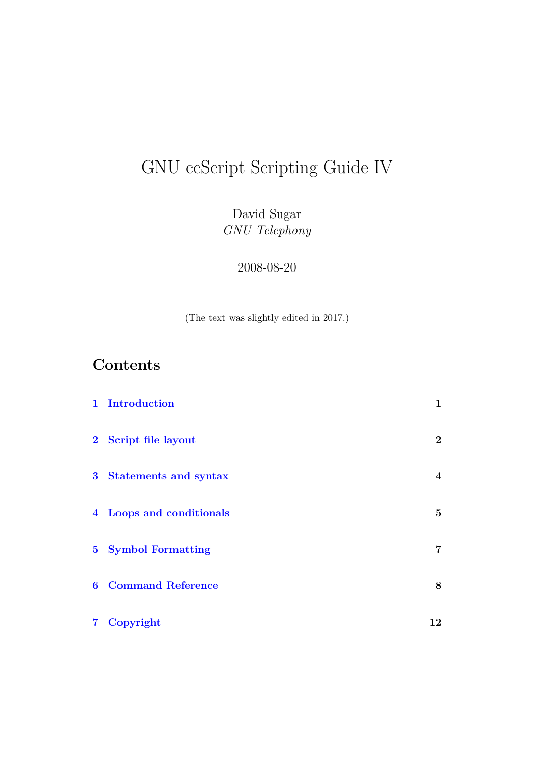# GNU ccScript Scripting Guide IV

David Sugar
*GNU Telephony*

2008-08-20

(The text was slightly edited in 2017.)

## Contents

| | | |
|---|---|---|
| **1** | **Introduction** | **1** |
| **2** | **Script file layout** | **2** |
| **3** | **Statements and syntax** | **4** |
| **4** | **Loops and conditionals** | **5** |
| **5** | **Symbol Formatting** | **7** |
| **6** | **Command Reference** | **8** |
| **7** | **Copyright** | **12** |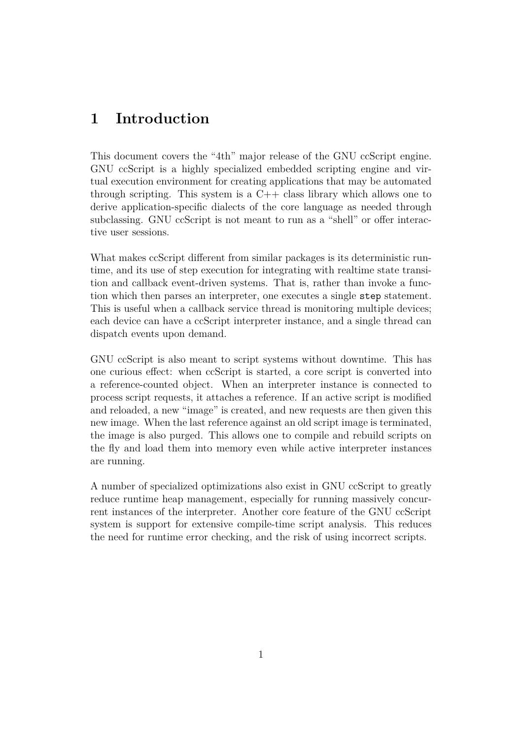# 1 Introduction

This document covers the "4th" major release of the GNU ccScript engine. GNU ccScript is a highly specialized embedded scripting engine and virtual execution environment for creating applications that may be automated through scripting. This system is a C++ class library which allows one to derive application-specific dialects of the core language as needed through subclassing. GNU ccScript is not meant to run as a "shell" or offer interactive user sessions.

What makes ccScript different from similar packages is its deterministic runtime, and its use of step execution for integrating with realtime state transition and callback event-driven systems. That is, rather than invoke a function which then parses an interpreter, one executes a single `step` statement. This is useful when a callback service thread is monitoring multiple devices; each device can have a ccScript interpreter instance, and a single thread can dispatch events upon demand.

GNU ccScript is also meant to script systems without downtime. This has one curious effect: when ccScript is started, a core script is converted into a reference-counted object. When an interpreter instance is connected to process script requests, it attaches a reference. If an active script is modified and reloaded, a new "image" is created, and new requests are then given this new image. When the last reference against an old script image is terminated, the image is also purged. This allows one to compile and rebuild scripts on the fly and load them into memory even while active interpreter instances are running.

A number of specialized optimizations also exist in GNU ccScript to greatly reduce runtime heap management, especially for running massively concurrent instances of the interpreter. Another core feature of the GNU ccScript system is support for extensive compile-time script analysis. This reduces the need for runtime error checking, and the risk of using incorrect scripts.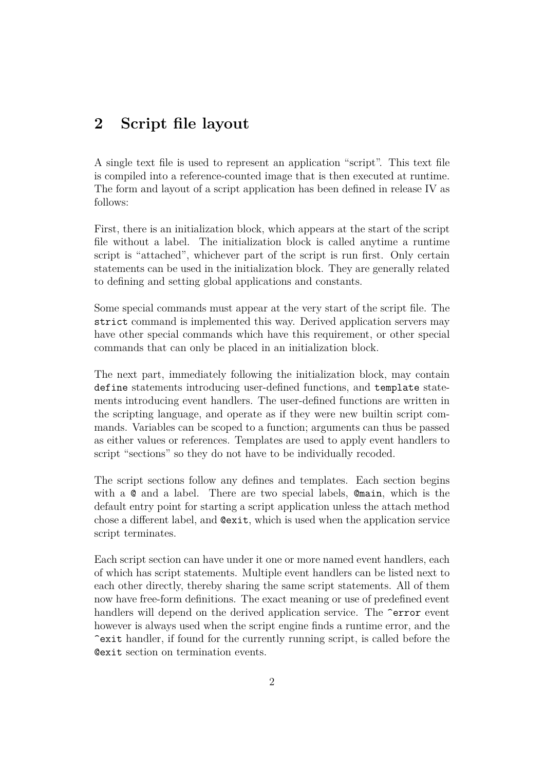## 2 Script file layout

A single text file is used to represent an application "script". This text file is compiled into a reference-counted image that is then executed at runtime. The form and layout of a script application has been defined in release IV as follows:

First, there is an initialization block, which appears at the start of the script file without a label. The initialization block is called anytime a runtime script is "attached", whichever part of the script is run first. Only certain statements can be used in the initialization block. They are generally related to defining and setting global applications and constants.

Some special commands must appear at the very start of the script file. The `strict` command is implemented this way. Derived application servers may have other special commands which have this requirement, or other special commands that can only be placed in an initialization block.

The next part, immediately following the initialization block, may contain `define` statements introducing user-defined functions, and `template` statements introducing event handlers. The user-defined functions are written in the scripting language, and operate as if they were new builtin script commands. Variables can be scoped to a function; arguments can thus be passed as either values or references. Templates are used to apply event handlers to script "sections" so they do not have to be individually recoded.

The script sections follow any defines and templates. Each section begins with a `@` and a label. There are two special labels, `@main`, which is the default entry point for starting a script application unless the attach method chose a different label, and `@exit`, which is used when the application service script terminates.

Each script section can have under it one or more named event handlers, each of which has script statements. Multiple event handlers can be listed next to each other directly, thereby sharing the same script statements. All of them now have free-form definitions. The exact meaning or use of predefined event handlers will depend on the derived application service. The `^error` event however is always used when the script engine finds a runtime error, and the `^exit` handler, if found for the currently running script, is called before the `@exit` section on termination events.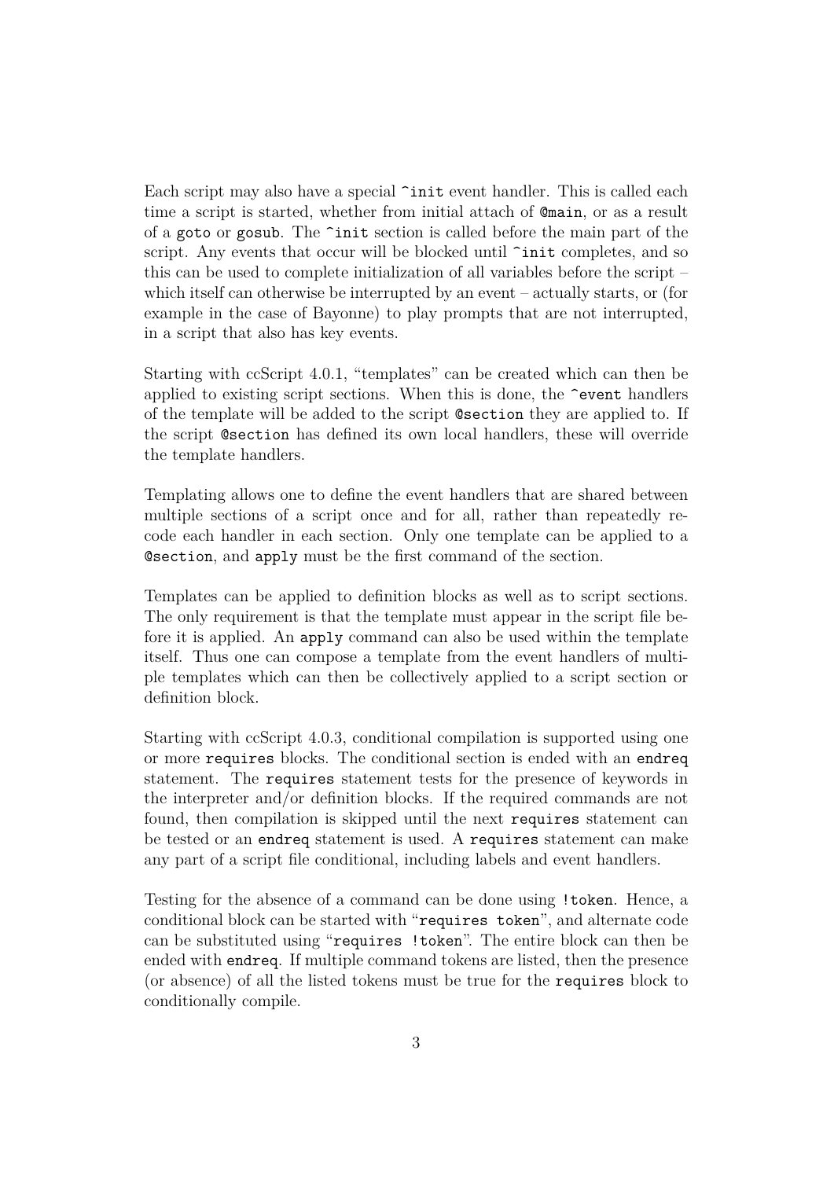Each script may also have a special `^init` event handler. This is called each time a script is started, whether from initial attach of `@main`, or as a result of a `goto` or `gosub`. The `^init` section is called before the main part of the script. Any events that occur will be blocked until `^init` completes, and so this can be used to complete initialization of all variables before the script – which itself can otherwise be interrupted by an event – actually starts, or (for example in the case of Bayonne) to play prompts that are not interrupted, in a script that also has key events.

Starting with ccScript 4.0.1, "templates" can be created which can then be applied to existing script sections. When this is done, the `^event` handlers of the template will be added to the script `@section` they are applied to. If the script `@section` has defined its own local handlers, these will override the template handlers.

Templating allows one to define the event handlers that are shared between multiple sections of a script once and for all, rather than repeatedly recode each handler in each section. Only one template can be applied to a `@section`, and `apply` must be the first command of the section.

Templates can be applied to definition blocks as well as to script sections. The only requirement is that the template must appear in the script file before it is applied. An `apply` command can also be used within the template itself. Thus one can compose a template from the event handlers of multiple templates which can then be collectively applied to a script section or definition block.

Starting with ccScript 4.0.3, conditional compilation is supported using one or more `requires` blocks. The conditional section is ended with an `endreq` statement. The `requires` statement tests for the presence of keywords in the interpreter and/or definition blocks. If the required commands are not found, then compilation is skipped until the next `requires` statement can be tested or an `endreq` statement is used. A `requires` statement can make any part of a script file conditional, including labels and event handlers.

Testing for the absence of a command can be done using `!token`. Hence, a conditional block can be started with "`requires token`", and alternate code can be substituted using "`requires !token`". The entire block can then be ended with `endreq`. If multiple command tokens are listed, then the presence (or absence) of all the listed tokens must be true for the `requires` block to conditionally compile.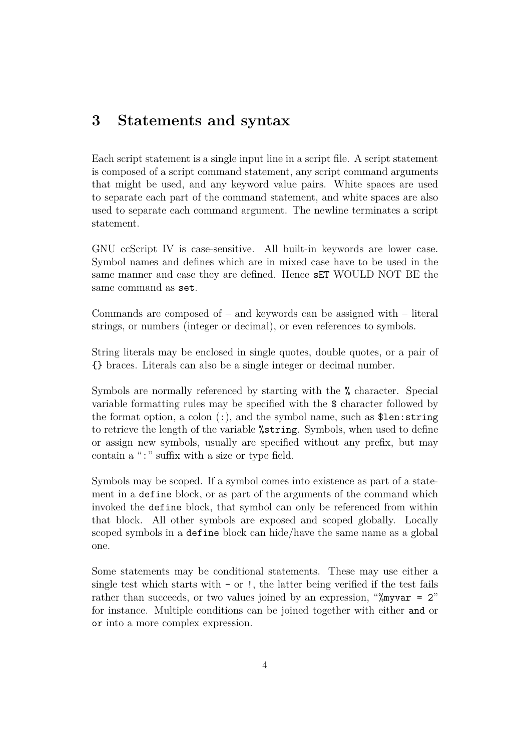## 3 Statements and syntax

Each script statement is a single input line in a script file. A script statement is composed of a script command statement, any script command arguments that might be used, and any keyword value pairs. White spaces are used to separate each part of the command statement, and white spaces are also used to separate each command argument. The newline terminates a script statement.

GNU ccScript IV is case-sensitive. All built-in keywords are lower case. Symbol names and defines which are in mixed case have to be used in the same manner and case they are defined. Hence `sET` WOULD NOT BE the same command as `set`.

Commands are composed of – and keywords can be assigned with – literal strings, or numbers (integer or decimal), or even references to symbols.

String literals may be enclosed in single quotes, double quotes, or a pair of `{}` braces. Literals can also be a single integer or decimal number.

Symbols are normally referenced by starting with the `%` character. Special variable formatting rules may be specified with the `$` character followed by the format option, a colon (:), and the symbol name, such as `$len:string` to retrieve the length of the variable `%string`. Symbols, when used to define or assign new symbols, usually are specified without any prefix, but may contain a ":" suffix with a size or type field.

Symbols may be scoped. If a symbol comes into existence as part of a statement in a `define` block, or as part of the arguments of the command which invoked the `define` block, that symbol can only be referenced from within that block. All other symbols are exposed and scoped globally. Locally scoped symbols in a `define` block can hide/have the same name as a global one.

Some statements may be conditional statements. These may use either a single test which starts with `-` or `!`, the latter being verified if the test fails rather than succeeds, or two values joined by an expression, "`%myvar = 2`" for instance. Multiple conditions can be joined together with either `and` or `or` into a more complex expression.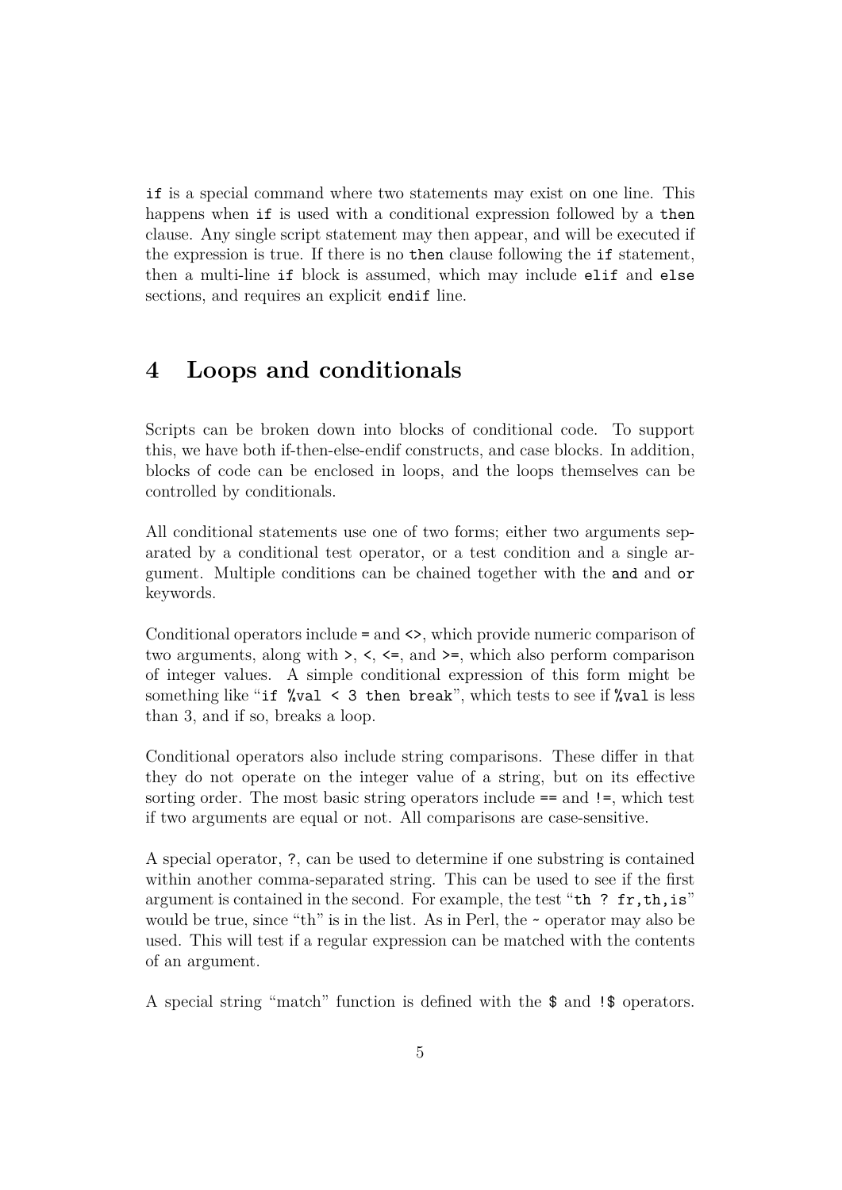`if` is a special command where two statements may exist on one line. This happens when `if` is used with a conditional expression followed by a `then` clause. Any single script statement may then appear, and will be executed if the expression is true. If there is no `then` clause following the `if` statement, then a multi-line `if` block is assumed, which may include `elif` and `else` sections, and requires an explicit `endif` line.

# 4 Loops and conditionals

Scripts can be broken down into blocks of conditional code. To support this, we have both if-then-else-endif constructs, and case blocks. In addition, blocks of code can be enclosed in loops, and the loops themselves can be controlled by conditionals.

All conditional statements use one of two forms; either two arguments separated by a conditional test operator, or a test condition and a single argument. Multiple conditions can be chained together with the `and` and `or` keywords.

Conditional operators include `=` and `<>`, which provide numeric comparison of two arguments, along with `>`, `<`, `<=`, and `>=`, which also perform comparison of integer values. A simple conditional expression of this form might be something like "`if %val < 3 then break`", which tests to see if `%val` is less than 3, and if so, breaks a loop.

Conditional operators also include string comparisons. These differ in that they do not operate on the integer value of a string, but on its effective sorting order. The most basic string operators include `==` and `!=`, which test if two arguments are equal or not. All comparisons are case-sensitive.

A special operator, `?`, can be used to determine if one substring is contained within another comma-separated string. This can be used to see if the first argument is contained in the second. For example, the test "`th ? fr,th,is`" would be true, since "th" is in the list. As in Perl, the `~` operator may also be used. This will test if a regular expression can be matched with the contents of an argument.

A special string "match" function is defined with the `$` and `!$` operators.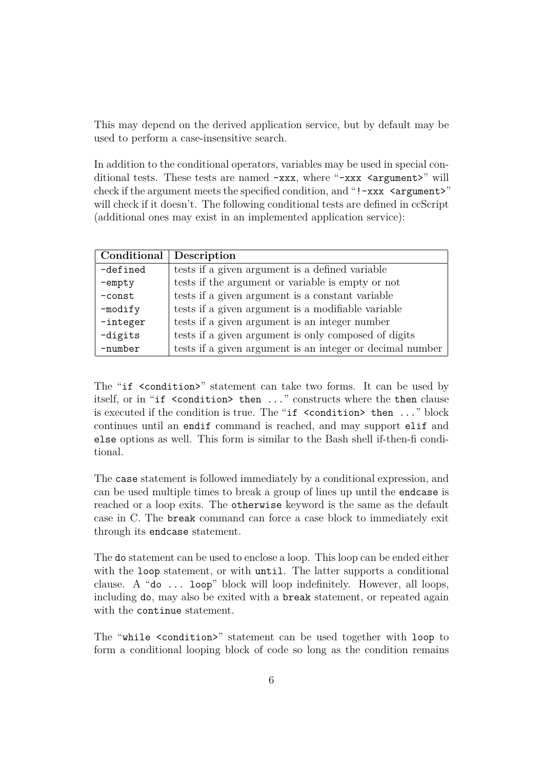This may depend on the derived application service, but by default may be used to perform a case-insensitive search.

In addition to the conditional operators, variables may be used in special conditional tests. These tests are named `-xxx`, where "`-xxx <argument>`" will check if the argument meets the specified condition, and "`!-xxx <argument>`" will check if it doesn't. The following conditional tests are defined in ccScript (additional ones may exist in an implemented application service):

| **Conditional** | **Description** |
|---|---|
| `-defined` | tests if a given argument is a defined variable |
| `-empty` | tests if the argument or variable is empty or not |
| `-const` | tests if a given argument is a constant variable |
| `-modify` | tests if a given argument is a modifiable variable |
| `-integer` | tests if a given argument is an integer number |
| `-digits` | tests if a given argument is only composed of digits |
| `-number` | tests if a given argument is an integer or decimal number |

The "`if <condition>`" statement can take two forms. It can be used by itself, or in "`if <condition> then ...`" constructs where the `then` clause is executed if the condition is true. The "`if <condition> then ...`" block continues until an `endif` command is reached, and may support `elif` and `else` options as well. This form is similar to the Bash shell if-then-fi conditional.

The `case` statement is followed immediately by a conditional expression, and can be used multiple times to break a group of lines up until the `endcase` is reached or a loop exits. The `otherwise` keyword is the same as the default case in C. The `break` command can force a case block to immediately exit through its `endcase` statement.

The `do` statement can be used to enclose a loop. This loop can be ended either with the `loop` statement, or with `until`. The latter supports a conditional clause. A "`do ... loop`" block will loop indefinitely. However, all loops, including `do`, may also be exited with a `break` statement, or repeated again with the `continue` statement.

The "`while <condition>`" statement can be used together with `loop` to form a conditional looping block of code so long as the condition remains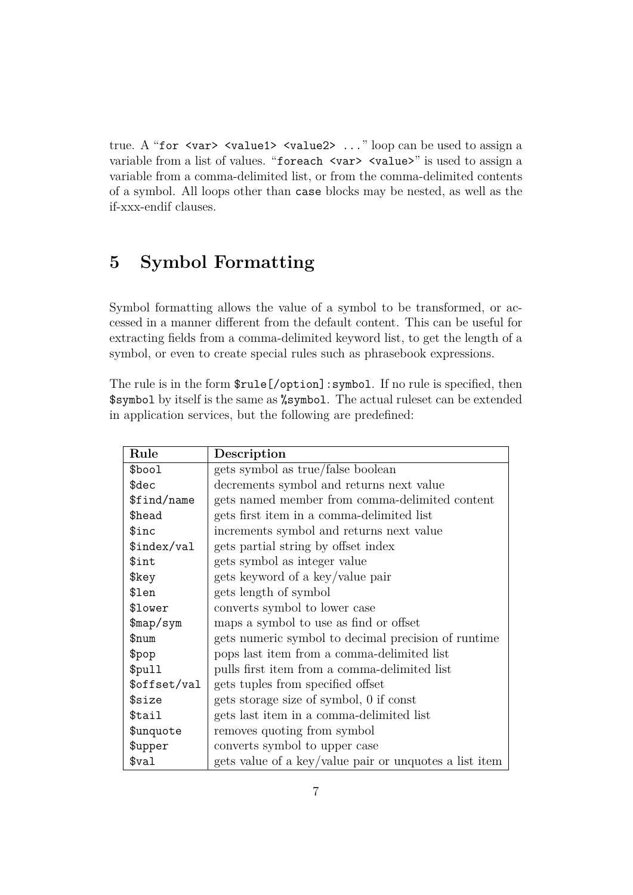true. A "`for <var> <value1> <value2> ...`" loop can be used to assign a variable from a list of values. "`foreach <var> <value>`" is used to assign a variable from a comma-delimited list, or from the comma-delimited contents of a symbol. All loops other than `case` blocks may be nested, as well as the if-xxx-endif clauses.

# 5 Symbol Formatting

Symbol formatting allows the value of a symbol to be transformed, or accessed in a manner different from the default content. This can be useful for extracting fields from a comma-delimited keyword list, to get the length of a symbol, or even to create special rules such as phrasebook expressions.

The rule is in the form `$rule[/option]:symbol`. If no rule is specified, then `$symbol` by itself is the same as `%symbol`. The actual ruleset can be extended in application services, but the following are predefined:

| Rule | Description |
|---|---|
| `$bool` | gets symbol as true/false boolean |
| `$dec` | decrements symbol and returns next value |
| `$find/name` | gets named member from comma-delimited content |
| `$head` | gets first item in a comma-delimited list |
| `$inc` | increments symbol and returns next value |
| `$index/val` | gets partial string by offset index |
| `$int` | gets symbol as integer value |
| `$key` | gets keyword of a key/value pair |
| `$len` | gets length of symbol |
| `$lower` | converts symbol to lower case |
| `$map/sym` | maps a symbol to use as find or offset |
| `$num` | gets numeric symbol to decimal precision of runtime |
| `$pop` | pops last item from a comma-delimited list |
| `$pull` | pulls first item from a comma-delimited list |
| `$offset/val` | gets tuples from specified offset |
| `$size` | gets storage size of symbol, 0 if const |
| `$tail` | gets last item in a comma-delimited list |
| `$unquote` | removes quoting from symbol |
| `$upper` | converts symbol to upper case |
| `$val` | gets value of a key/value pair or unquotes a list item |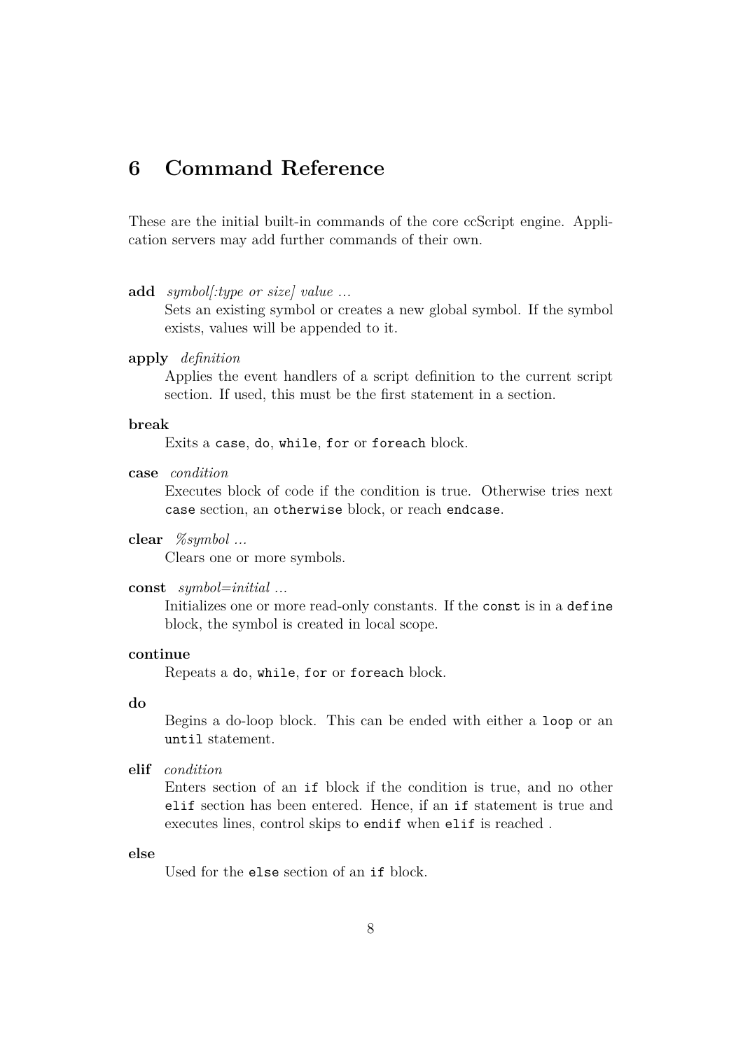# 6 Command Reference

These are the initial built-in commands of the core ccScript engine. Application servers may add further commands of their own.

**add** *symbol[:type or size] value ...*
: Sets an existing symbol or creates a new global symbol. If the symbol exists, values will be appended to it.

**apply** *definition*
: Applies the event handlers of a script definition to the current script section. If used, this must be the first statement in a section.

**break**
: Exits a `case`, `do`, `while`, `for` or `foreach` block.

**case** *condition*
: Executes block of code if the condition is true. Otherwise tries next `case` section, an `otherwise` block, or reach `endcase`.

**clear** *%symbol ...*
: Clears one or more symbols.

**const** *symbol=initial ...*
: Initializes one or more read-only constants. If the `const` is in a `define` block, the symbol is created in local scope.

**continue**
: Repeats a `do`, `while`, `for` or `foreach` block.

**do**
: Begins a do-loop block. This can be ended with either a `loop` or an `until` statement.

**elif** *condition*
: Enters section of an `if` block if the condition is true, and no other `elif` section has been entered. Hence, if an `if` statement is true and executes lines, control skips to `endif` when `elif` is reached .

**else**
: Used for the `else` section of an `if` block.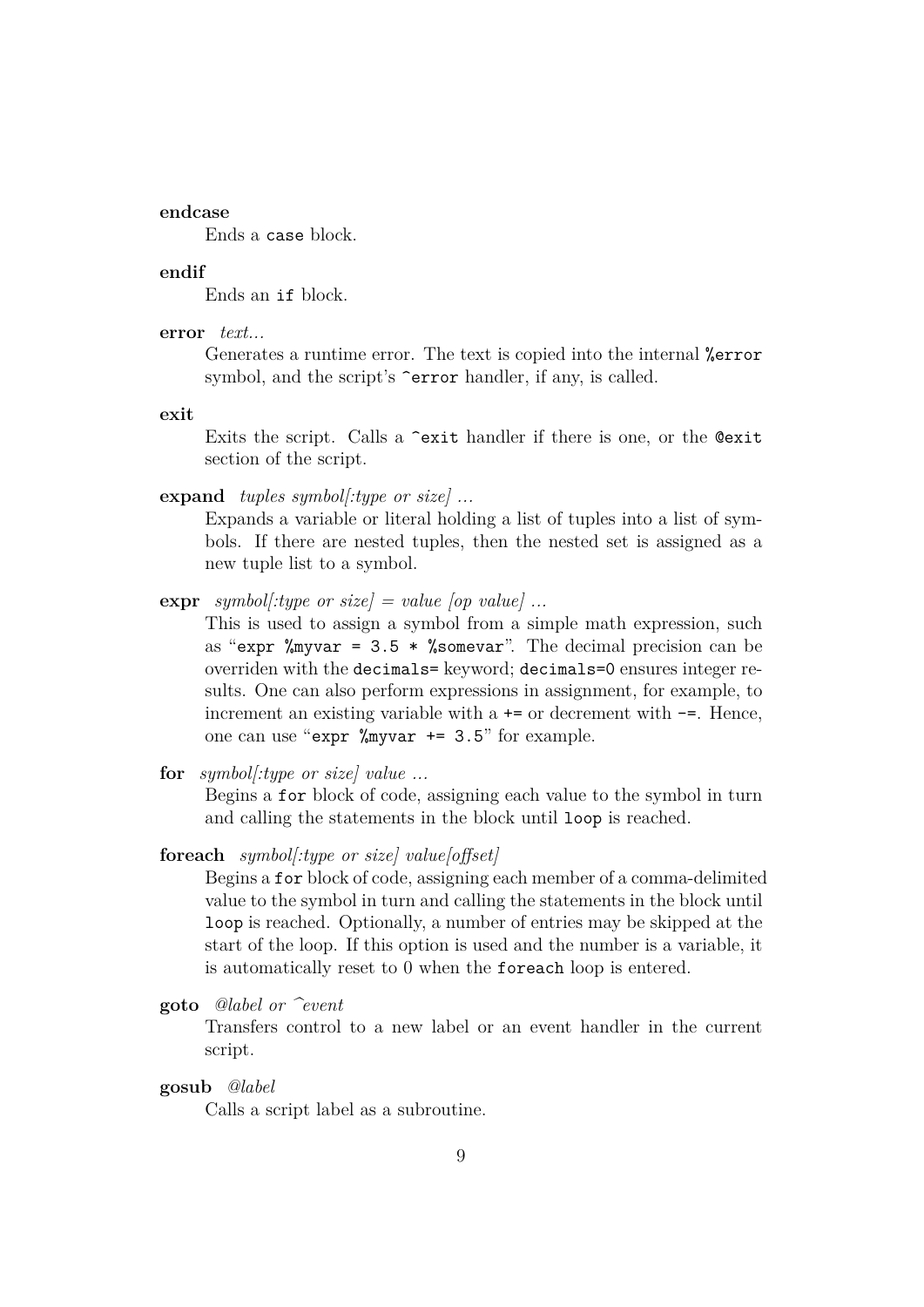**endcase**

Ends a `case` block.

**endif**

Ends an `if` block.

**error** *text...*

Generates a runtime error. The text is copied into the internal `%error` symbol, and the script's `^error` handler, if any, is called.

**exit**

Exits the script. Calls a `^exit` handler if there is one, or the `@exit` section of the script.

**expand** *tuples symbol[:type or size] ...*

Expands a variable or literal holding a list of tuples into a list of symbols. If there are nested tuples, then the nested set is assigned as a new tuple list to a symbol.

**expr** *symbol[:type or size] = value [op value] ...*

This is used to assign a symbol from a simple math expression, such as "`expr %myvar = 3.5 * %somevar`". The decimal precision can be overriden with the `decimals=` keyword; `decimals=0` ensures integer results. One can also perform expressions in assignment, for example, to increment an existing variable with a `+=` or decrement with `-=`. Hence, one can use "`expr %myvar += 3.5`" for example.

**for** *symbol[:type or size] value ...*

Begins a `for` block of code, assigning each value to the symbol in turn and calling the statements in the block until `loop` is reached.

**foreach** *symbol[:type or size] value[offset]*

Begins a `for` block of code, assigning each member of a comma-delimited value to the symbol in turn and calling the statements in the block until `loop` is reached. Optionally, a number of entries may be skipped at the start of the loop. If this option is used and the number is a variable, it is automatically reset to 0 when the `foreach` loop is entered.

**goto** *@label or ^event*

Transfers control to a new label or an event handler in the current script.

**gosub** *@label*

Calls a script label as a subroutine.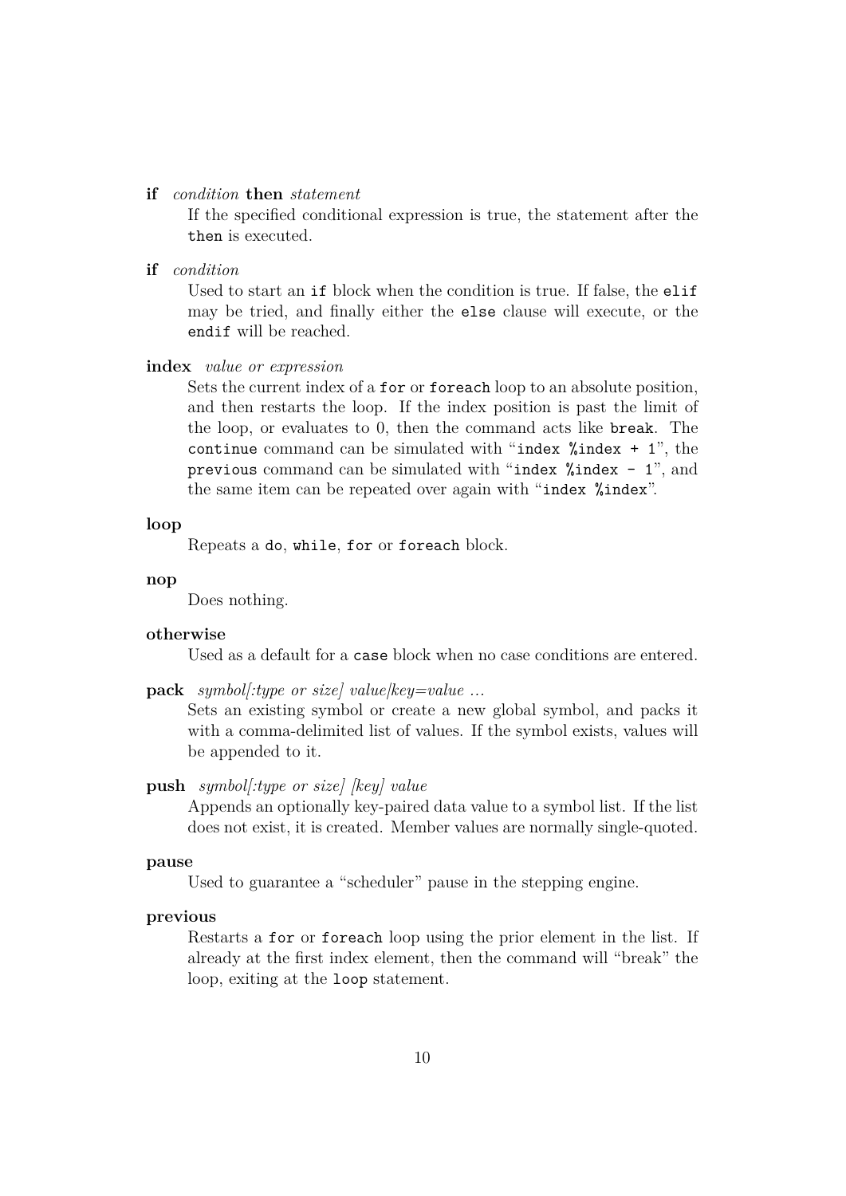**if** *condition* **then** *statement*

If the specified conditional expression is true, the statement after the `then` is executed.

**if** *condition*

Used to start an `if` block when the condition is true. If false, the `elif` may be tried, and finally either the `else` clause will execute, or the `endif` will be reached.

**index** *value or expression*

Sets the current index of a `for` or `foreach` loop to an absolute position, and then restarts the loop. If the index position is past the limit of the loop, or evaluates to 0, then the command acts like `break`. The `continue` command can be simulated with "`index %index + 1`", the `previous` command can be simulated with "`index %index - 1`", and the same item can be repeated over again with "`index %index`".

**loop**

Repeats a `do`, `while`, `for` or `foreach` block.

**nop**

Does nothing.

**otherwise**

Used as a default for a `case` block when no case conditions are entered.

**pack** *symbol[:type or size] value|key=value ...*

Sets an existing symbol or create a new global symbol, and packs it with a comma-delimited list of values. If the symbol exists, values will be appended to it.

**push** *symbol[:type or size] [key] value*

Appends an optionally key-paired data value to a symbol list. If the list does not exist, it is created. Member values are normally single-quoted.

**pause**

Used to guarantee a "scheduler" pause in the stepping engine.

**previous**

Restarts a `for` or `foreach` loop using the prior element in the list. If already at the first index element, then the command will "break" the loop, exiting at the `loop` statement.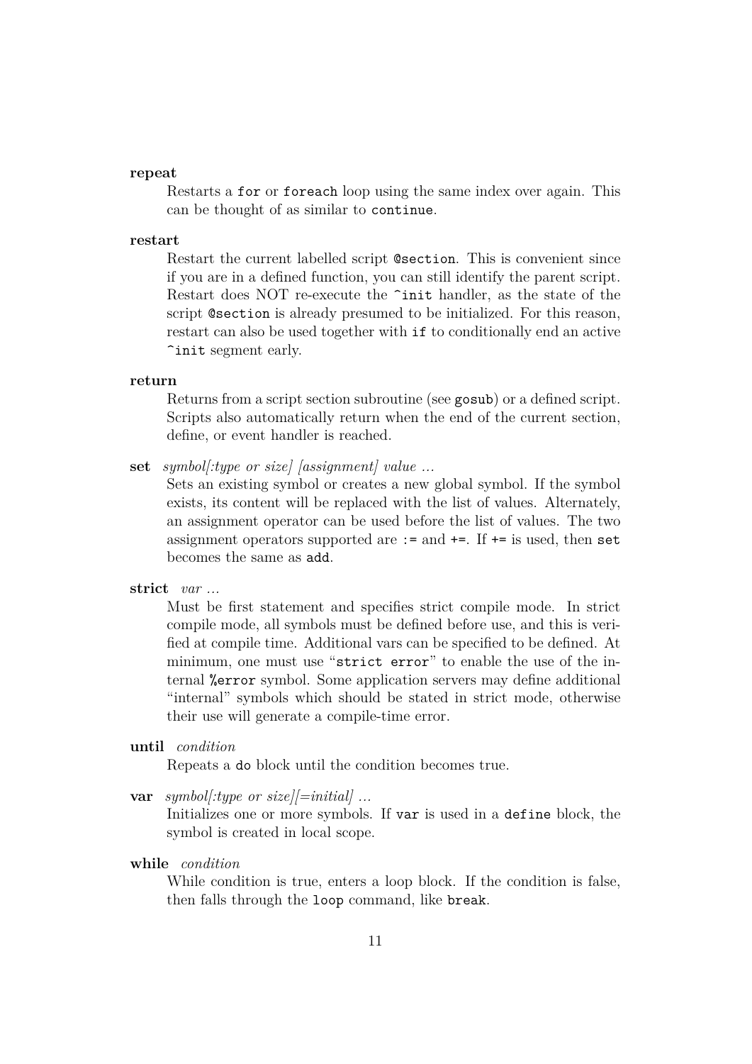**repeat**

Restarts a `for` or `foreach` loop using the same index over again. This can be thought of as similar to `continue`.

**restart**

Restart the current labelled script `@section`. This is convenient since if you are in a defined function, you can still identify the parent script. Restart does NOT re-execute the `^init` handler, as the state of the script `@section` is already presumed to be initialized. For this reason, restart can also be used together with `if` to conditionally end an active `^init` segment early.

**return**

Returns from a script section subroutine (see `gosub`) or a defined script. Scripts also automatically return when the end of the current section, define, or event handler is reached.

**set** *symbol[:type or size] [assignment] value ...*

Sets an existing symbol or creates a new global symbol. If the symbol exists, its content will be replaced with the list of values. Alternately, an assignment operator can be used before the list of values. The two assignment operators supported are `:=` and `+=`. If `+=` is used, then `set` becomes the same as `add`.

**strict** *var ...*

Must be first statement and specifies strict compile mode. In strict compile mode, all symbols must be defined before use, and this is verified at compile time. Additional vars can be specified to be defined. At minimum, one must use "`strict error`" to enable the use of the internal `%error` symbol. Some application servers may define additional "internal" symbols which should be stated in strict mode, otherwise their use will generate a compile-time error.

**until** *condition*

Repeats a `do` block until the condition becomes true.

**var** *symbol[:type or size][=initial] ...*

Initializes one or more symbols. If `var` is used in a `define` block, the symbol is created in local scope.

**while** *condition*

While condition is true, enters a loop block. If the condition is false, then falls through the `loop` command, like `break`.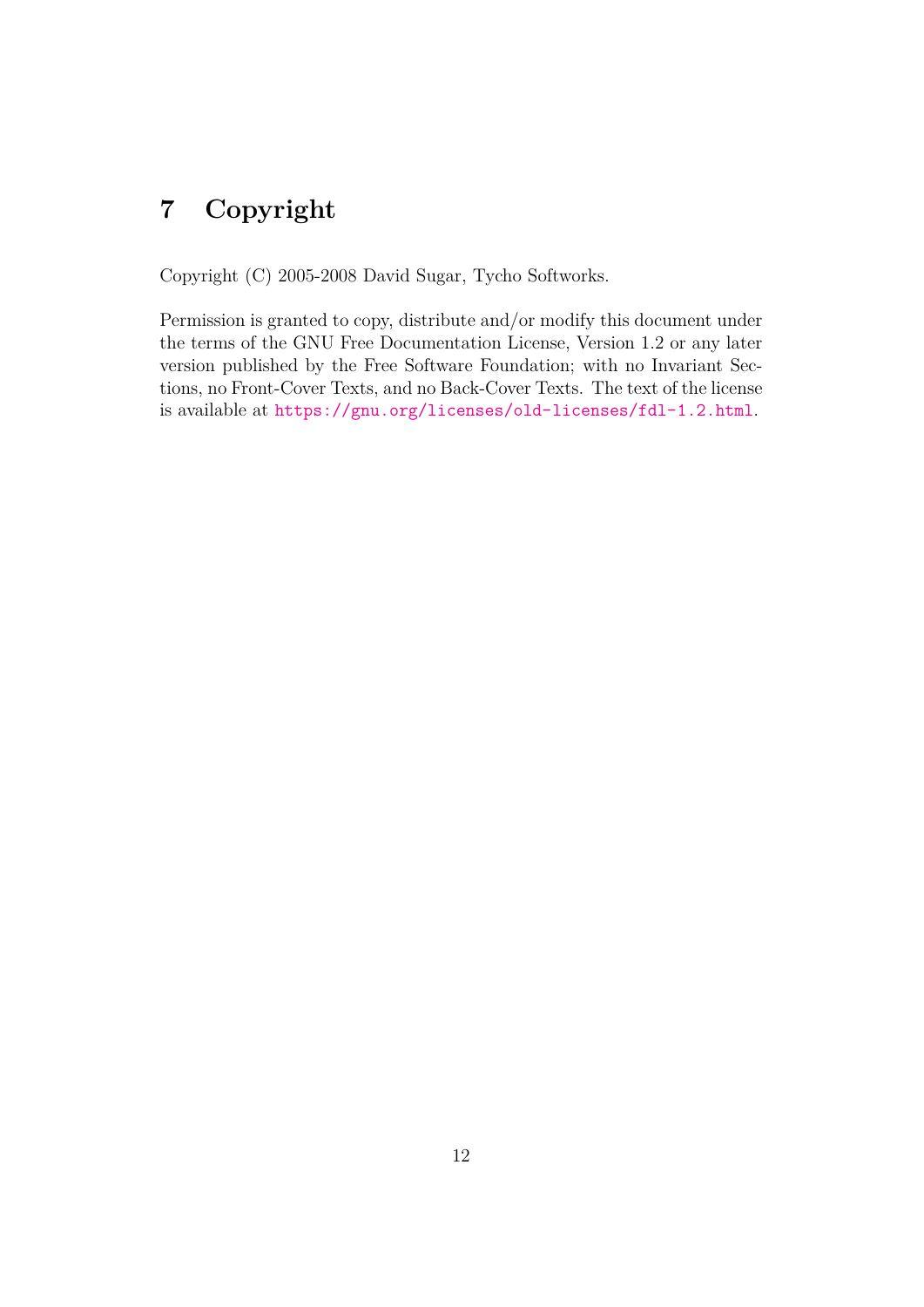# 7 Copyright

Copyright (C) 2005-2008 David Sugar, Tycho Softworks.

Permission is granted to copy, distribute and/or modify this document under the terms of the GNU Free Documentation License, Version 1.2 or any later version published by the Free Software Foundation; with no Invariant Sections, no Front-Cover Texts, and no Back-Cover Texts. The text of the license is available at https://gnu.org/licenses/old-licenses/fdl-1.2.html.